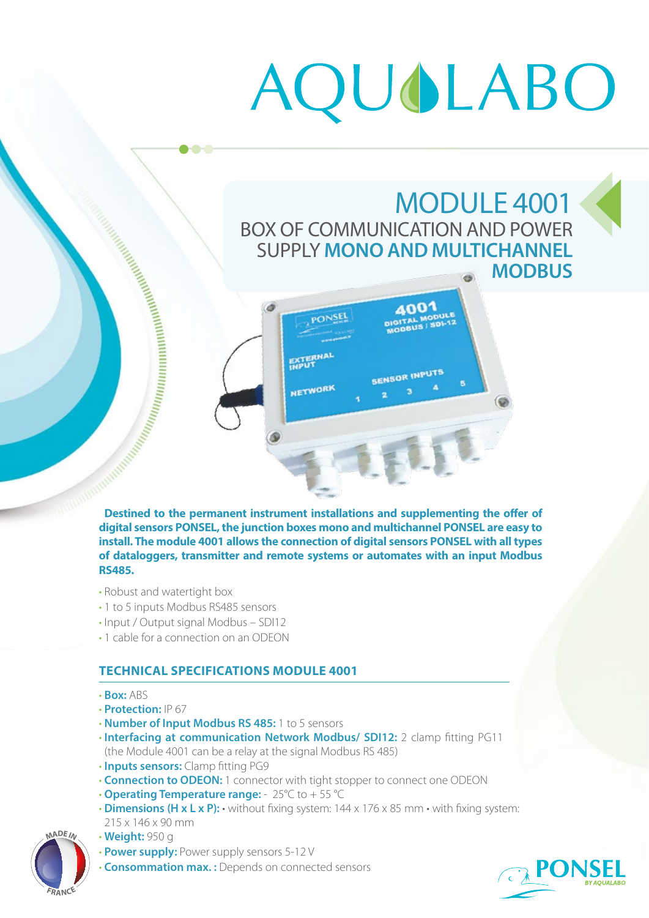# AQUALABO

# MODULE 4001

## BOX OF COMMUNICATION AND POWER SUPPLY **MONO AND MULTICHANNEL MODBUS**

**Destined to the permanent instrument installations and supplementing the offer of digital sensors PONSEL, the junction boxes mono and multichannel PONSEL are easy to install. The module 4001 allows the connection of digital sensors PONSEL with all types of dataloggers, transmitter and remote systems or automates with an input Modbus RS485.**

- Robust and watertight box
- 1 to 5 inputs Modbus RS485 sensors
- Input / Output signal Modbus – SDI12
- 1 cable for a connection on an ODEON

### TECHNICAL SPECIFICATIONS MODULE 4001

- **Box:** ABS
- **Protection:** IP 67
- **Number of Input Modbus RS 485:** 1 to 5 sensors
- **Interfacing at communication Network Modbus/ SDI12:** 2 clamp fitting PG11 (the Module 4001 can be a relay at the signal Modbus RS 485)
- **Inputs sensors:** Clamp fitting PG9
- **Connection to ODEON:** 1 connector with tight stopper to connect one ODEON
- **Operating Temperature range:** - 25°C to + 55 °C
- **Dimensions (H x L x P):** • without fixing system: 144 x 176 x 85 mm • with fixing system: 215 x 146 x 90 mm
- **Weight:** 950 g
- **Power supply:** Power supply sensors 5-12 V
- **Consommation max. :** Depends on connected sensors

MADE IN FRANCE

PONSEL BY AQUALABO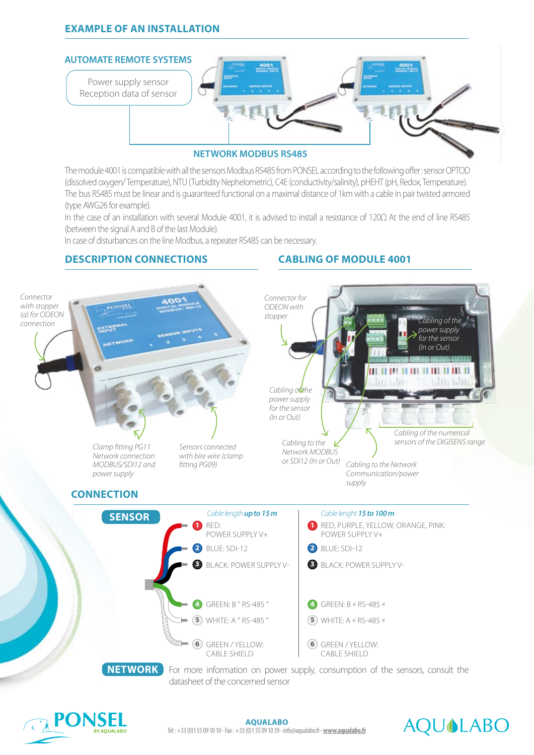## EXAMPLE OF AN INSTALLATION

### AUTOMATE REMOTE SYSTEMS

Power supply sensor
Reception data of sensor

NETWORK MODBUS RS485

The module 4001 is compatible with all the sensors Modbus RS485 from PONSEL according to the following offer : sensor OPTOD (dissolved oxygen/ Temperature), NTU (Turbidity Nephelometric), C4E (conductivity/salinity), pHEHT (pH, Redox, Temperature). The bus RS485 must be linear and is guaranteed functional on a maximal distance of 1km with a cable in pair twisted armored (type AWG26 for example).

In the case of an installation with several Module 4001, it is advised to install a resistance of 120Ω At the end of line RS485 (between the signal A and B of the last Module).

In case of disturbances on the line Modbus, a repeater RS485 can be necessary.

### DESCRIPTION CONNECTIONS

*Connector with stopper (a) for ODEON connection*

*Clamp fitting PG11 Network connection MODBUS/SDI12 and power supply*

*Sensors connected with bire wire (clamp fitting PG09)*

### CABLING OF MODULE 4001

*Connector for ODEON with stopper*

*Cabling of the power supply for the sensor (In or Out)*

*Cabling of the power supply for the sensor (In or Out)*

*Cabling to the Network MODBUS or SDI12 (In or Out)*

*Cabling of the numerical sensors of the DIGISENS range*

*Cabling to the Network Communication/power supply*

### CONNECTION

**SENSOR**

| | *Cable length* ***up to 15 m*** | *Cable lenght* ***15 to 100 m*** |
|---|---|---|
| 1 | RED: POWER SUPPLY V+ | RED, PURPLE, YELLOW, ORANGE, PINK: POWER SUPPLY V+ |
| 2 | BLUE: SDI-12 | BLUE: SDI-12 |
| 3 | BLACK: POWER SUPPLY V- | BLACK: POWER SUPPLY V- |
| 4 | GREEN: B " RS-485 " | GREEN: B « RS-485 « |
| 5 | WHITE: A " RS-485 " | WHITE: A « RS-485 « |
| 6 | GREEN / YELLOW: CABLE SHIELD | GREEN / YELLOW: CABLE SHIELD |

**NETWORK**

For more information on power supply, consumption of the sensors, consult the datasheet of the concerned sensor

PONSEL BY AQUALABO

**AQUALABO**
Tel : +33 (0)1 55 09 10 10 - Fax : +33 (0)1 55 09 10 39 - info@aqualabo.fr - **www.aqualabo.fr**

AQUALABO